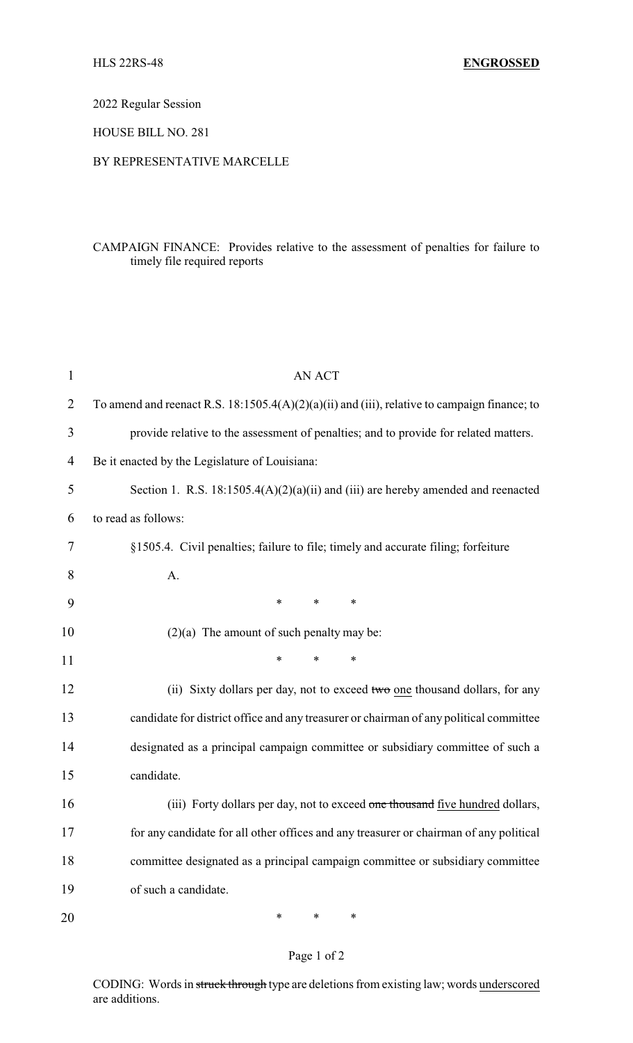HLS 22RS-48 **ENGROSSED**

2022 Regular Session

HOUSE BILL NO. 281

BY REPRESENTATIVE MARCELLE

CAMPAIGN FINANCE: Provides relative to the assessment of penalties for failure to timely file required reports

AN ACT

To amend and reenact R.S. 18:1505.4(A)(2)(a)(ii) and (iii), relative to campaign finance; to provide relative to the assessment of penalties; and to provide for related matters.

Be it enacted by the Legislature of Louisiana:

Section 1. R.S. 18:1505.4(A)(2)(a)(ii) and (iii) are hereby amended and reenacted to read as follows:

§1505.4. Civil penalties; failure to file; timely and accurate filing; forfeiture

A.

\* \* \*

(2)(a) The amount of such penalty may be:

\* \* \*

(ii) Sixty dollars per day, not to exceed ~~two~~ one thousand dollars, for any candidate for district office and any treasurer or chairman of any political committee designated as a principal campaign committee or subsidiary committee of such a candidate.

(iii) Forty dollars per day, not to exceed ~~one thousand~~ five hundred dollars, for any candidate for all other offices and any treasurer or chairman of any political committee designated as a principal campaign committee or subsidiary committee of such a candidate.

\* \* \*

CODING: Words in ~~struck through~~ type are deletions from existing law; words underscored are additions.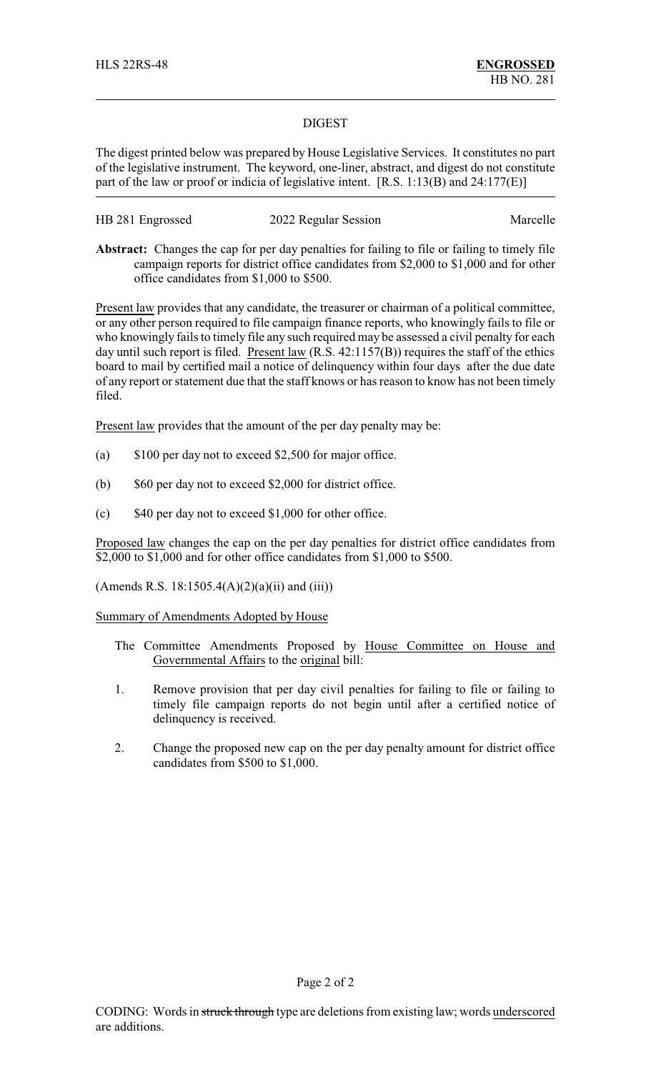HLS 22RS-48 **ENGROSSED**
HB NO. 281

DIGEST

The digest printed below was prepared by House Legislative Services. It constitutes no part of the legislative instrument. The keyword, one-liner, abstract, and digest do not constitute part of the law or proof or indicia of legislative intent. [R.S. 1:13(B) and 24:177(E)]

HB 281 Engrossed 2022 Regular Session Marcelle

**Abstract:** Changes the cap for per day penalties for failing to file or failing to timely file campaign reports for district office candidates from $2,000 to $1,000 and for other office candidates from $1,000 to $500.

Present law provides that any candidate, the treasurer or chairman of a political committee, or any other person required to file campaign finance reports, who knowingly fails to file or who knowingly fails to timely file any such required may be assessed a civil penalty for each day until such report is filed. Present law (R.S. 42:1157(B)) requires the staff of the ethics board to mail by certified mail a notice of delinquency within four days after the due date of any report or statement due that the staff knows or has reason to know has not been timely filed.

Present law provides that the amount of the per day penalty may be:

(a) $100 per day not to exceed $2,500 for major office.

(b) $60 per day not to exceed $2,000 for district office.

(c) $40 per day not to exceed $1,000 for other office.

Proposed law changes the cap on the per day penalties for district office candidates from $2,000 to $1,000 and for other office candidates from $1,000 to $500.

(Amends R.S. 18:1505.4(A)(2)(a)(ii) and (iii))

Summary of Amendments Adopted by House

The Committee Amendments Proposed by House Committee on House and Governmental Affairs to the original bill:

1. Remove provision that per day civil penalties for failing to file or failing to timely file campaign reports do not begin until after a certified notice of delinquency is received.

2. Change the proposed new cap on the per day penalty amount for district office candidates from $500 to $1,000.

CODING: Words in ~~struck through~~ type are deletions from existing law; words underscored are additions.